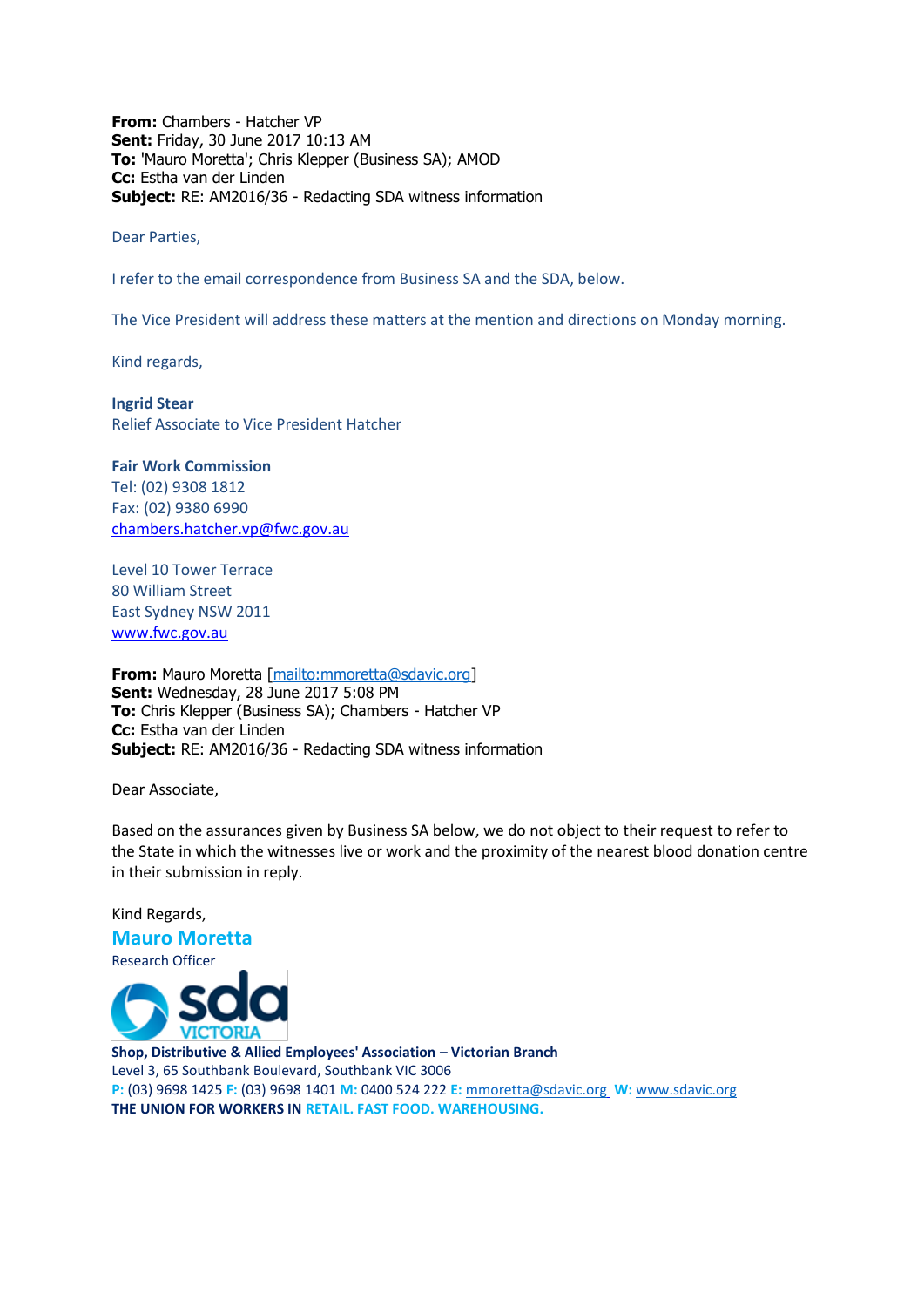**From:** Chambers - Hatcher VP
**Sent:** Friday, 30 June 2017 10:13 AM
**To:** 'Mauro Moretta'; Chris Klepper (Business SA); AMOD
**Cc:** Estha van der Linden
**Subject:** RE: AM2016/36 - Redacting SDA witness information

Dear Parties,

I refer to the email correspondence from Business SA and the SDA, below.

The Vice President will address these matters at the mention and directions on Monday morning.

Kind regards,

**Ingrid Stear**
Relief Associate to Vice President Hatcher

**Fair Work Commission**
Tel: (02) 9308 1812
Fax: (02) 9380 6990
chambers.hatcher.vp@fwc.gov.au

Level 10 Tower Terrace
80 William Street
East Sydney NSW 2011
www.fwc.gov.au

**From:** Mauro Moretta [mailto:mmoretta@sdavic.org]
**Sent:** Wednesday, 28 June 2017 5:08 PM
**To:** Chris Klepper (Business SA); Chambers - Hatcher VP
**Cc:** Estha van der Linden
**Subject:** RE: AM2016/36 - Redacting SDA witness information

Dear Associate,

Based on the assurances given by Business SA below, we do not object to their request to refer to the State in which the witnesses live or work and the proximity of the nearest blood donation centre in their submission in reply.

Kind Regards,

**Mauro Moretta**
Research Officer

sda VICTORIA

**Shop, Distributive & Allied Employees' Association – Victorian Branch**
Level 3, 65 Southbank Boulevard, Southbank VIC 3006
**P:** (03) 9698 1425 **F:** (03) 9698 1401 **M:** 0400 524 222 **E:** mmoretta@sdavic.org **W:** www.sdavic.org
**THE UNION FOR WORKERS IN RETAIL. FAST FOOD. WAREHOUSING.**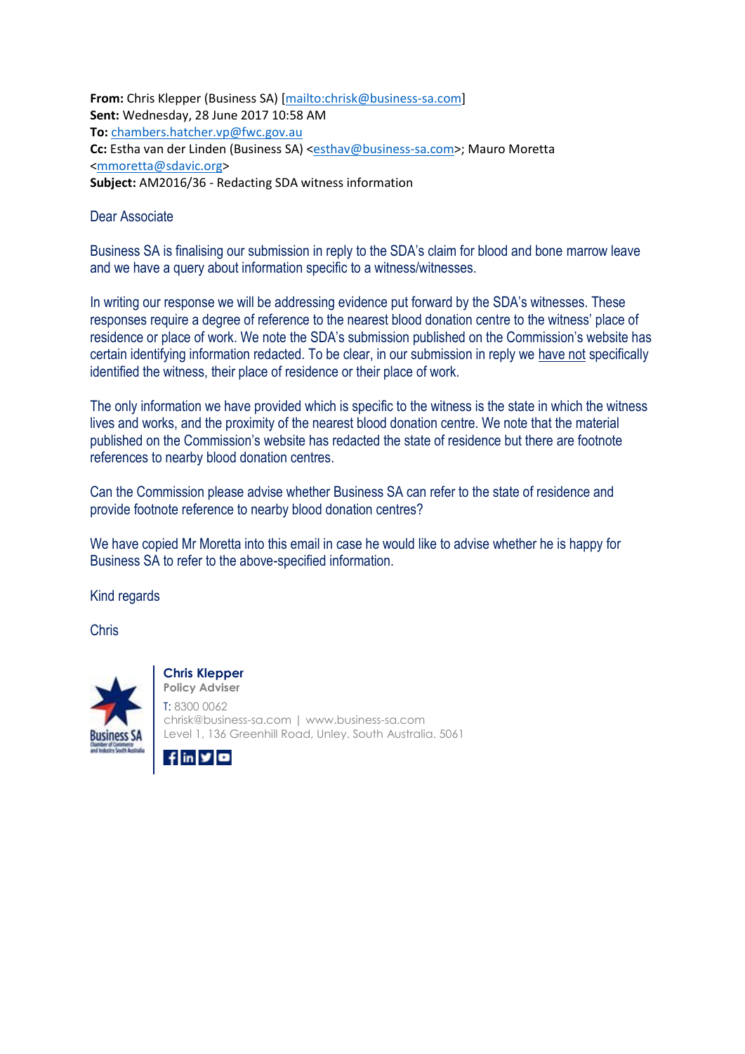**From:** Chris Klepper (Business SA) [mailto:chrisk@business-sa.com]
**Sent:** Wednesday, 28 June 2017 10:58 AM
**To:** chambers.hatcher.vp@fwc.gov.au
**Cc:** Estha van der Linden (Business SA) <esthav@business-sa.com>; Mauro Moretta <mmoretta@sdavic.org>
**Subject:** AM2016/36 - Redacting SDA witness information

Dear Associate

Business SA is finalising our submission in reply to the SDA's claim for blood and bone marrow leave and we have a query about information specific to a witness/witnesses.

In writing our response we will be addressing evidence put forward by the SDA's witnesses. These responses require a degree of reference to the nearest blood donation centre to the witness' place of residence or place of work. We note the SDA's submission published on the Commission's website has certain identifying information redacted. To be clear, in our submission in reply we have not specifically identified the witness, their place of residence or their place of work.

The only information we have provided which is specific to the witness is the state in which the witness lives and works, and the proximity of the nearest blood donation centre. We note that the material published on the Commission's website has redacted the state of residence but there are footnote references to nearby blood donation centres.

Can the Commission please advise whether Business SA can refer to the state of residence and provide footnote reference to nearby blood donation centres?

We have copied Mr Moretta into this email in case he would like to advise whether he is happy for Business SA to refer to the above-specified information.

Kind regards

Chris

**Chris Klepper**
**Policy Adviser**
T: 8300 0062
chrisk@business-sa.com | www.business-sa.com
Level 1, 136 Greenhill Road, Unley. South Australia. 5061